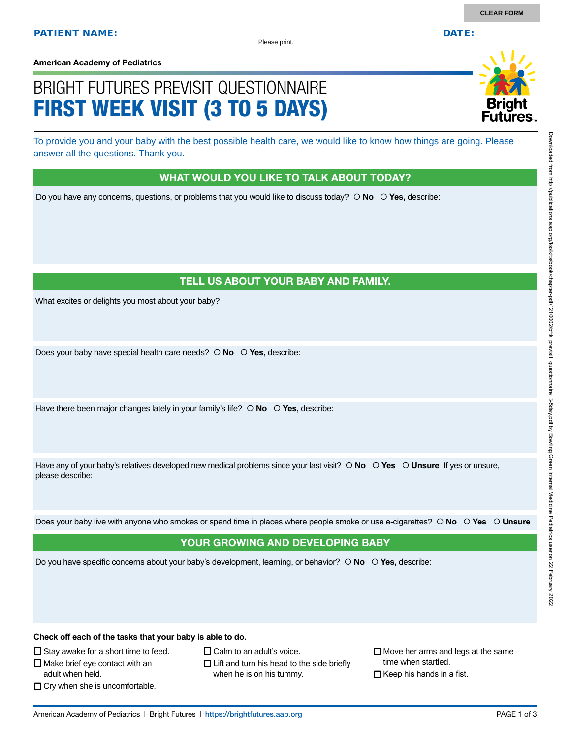**PATIENT NAME:** ______________________________ **DATE:** ____________

Please print.

**American Academy of Pediatrics**

# BRIGHT FUTURES PREVISIT QUESTIONNAIRE
# FIRST WEEK VISIT (3 TO 5 DAYS)

To provide you and your baby with the best possible health care, we would like to know how things are going. Please answer all the questions. Thank you.

## WHAT WOULD YOU LIKE TO TALK ABOUT TODAY?

Do you have any concerns, questions, or problems that you would like to discuss today? ○ **No** ○ **Yes,** describe:

## TELL US ABOUT YOUR BABY AND FAMILY.

What excites or delights you most about your baby?

Does your baby have special health care needs? ○ **No** ○ **Yes,** describe:

Have there been major changes lately in your family's life? ○ **No** ○ **Yes,** describe:

Have any of your baby's relatives developed new medical problems since your last visit? ○ **No** ○ **Yes** ○ **Unsure** If yes or unsure, please describe:

Does your baby live with anyone who smokes or spend time in places where people smoke or use e-cigarettes? ○ **No** ○ **Yes** ○ **Unsure**

## YOUR GROWING AND DEVELOPING BABY

Do you have specific concerns about your baby's development, learning, or behavior? ○ **No** ○ **Yes,** describe:

**Check off each of the tasks that your baby is able to do.**

- ☐ Stay awake for a short time to feed.
- ☐ Make brief eye contact with an adult when held.
- ☐ Cry when she is uncomfortable.
- ☐ Calm to an adult's voice.
- ☐ Lift and turn his head to the side briefly when he is on his tummy.
- ☐ Move her arms and legs at the same time when startled.
- ☐ Keep his hands in a fist.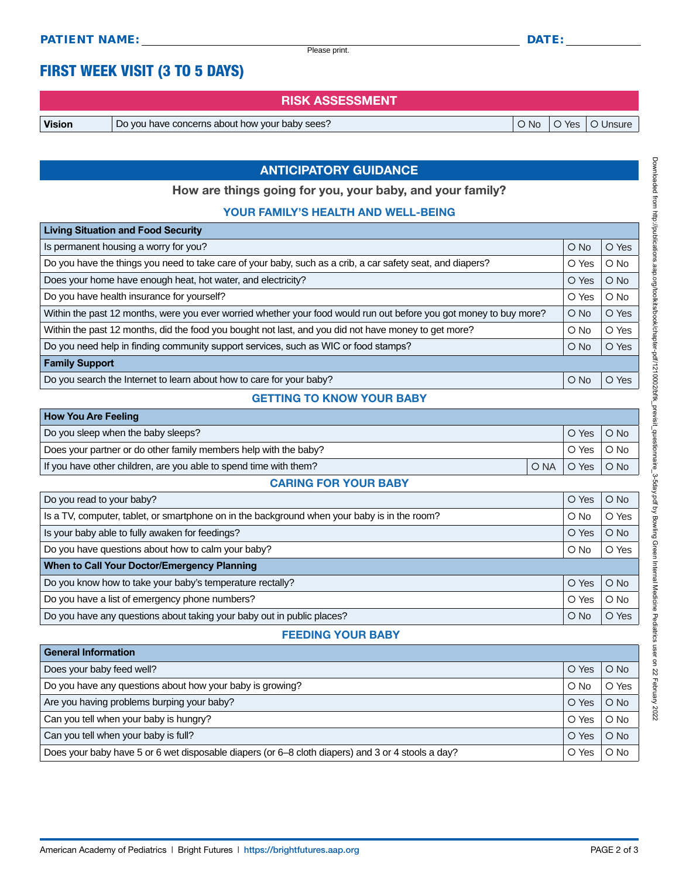**PATIENT NAME:** ______________________________ **DATE:** __________

Please print.

# FIRST WEEK VISIT (3 TO 5 DAYS)

## RISK ASSESSMENT

| | | | | |
|---|---|---|---|---|
| **Vision** | Do you have concerns about how your baby sees? | ○ No | ○ Yes | ○ Unsure |

## ANTICIPATORY GUIDANCE

**How are things going for you, your baby, and your family?**

### YOUR FAMILY'S HEALTH AND WELL-BEING

| **Living Situation and Food Security** | | |
|---|---|---|
| Is permanent housing a worry for you? | ○ No | ○ Yes |
| Do you have the things you need to take care of your baby, such as a crib, a car safety seat, and diapers? | ○ Yes | ○ No |
| Does your home have enough heat, hot water, and electricity? | ○ Yes | ○ No |
| Do you have health insurance for yourself? | ○ Yes | ○ No |
| Within the past 12 months, were you ever worried whether your food would run out before you got money to buy more? | ○ No | ○ Yes |
| Within the past 12 months, did the food you bought not last, and you did not have money to get more? | ○ No | ○ Yes |
| Do you need help in finding community support services, such as WIC or food stamps? | ○ No | ○ Yes |
| **Family Support** | | |
| Do you search the Internet to learn about how to care for your baby? | ○ No | ○ Yes |

### GETTING TO KNOW YOUR BABY

| **How You Are Feeling** | | | |
|---|---|---|---|
| Do you sleep when the baby sleeps? | | ○ Yes | ○ No |
| Does your partner or do other family members help with the baby? | | ○ Yes | ○ No |
| If you have other children, are you able to spend time with them? | ○ NA | ○ Yes | ○ No |

### CARING FOR YOUR BABY

| | | |
|---|---|---|
| Do you read to your baby? | ○ Yes | ○ No |
| Is a TV, computer, tablet, or smartphone on in the background when your baby is in the room? | ○ No | ○ Yes |
| Is your baby able to fully awaken for feedings? | ○ Yes | ○ No |
| Do you have questions about how to calm your baby? | ○ No | ○ Yes |
| **When to Call Your Doctor/Emergency Planning** | | |
| Do you know how to take your baby's temperature rectally? | ○ Yes | ○ No |
| Do you have a list of emergency phone numbers? | ○ Yes | ○ No |
| Do you have any questions about taking your baby out in public places? | ○ No | ○ Yes |

### FEEDING YOUR BABY

| **General Information** | | |
|---|---|---|
| Does your baby feed well? | ○ Yes | ○ No |
| Do you have any questions about how your baby is growing? | ○ No | ○ Yes |
| Are you having problems burping your baby? | ○ Yes | ○ No |
| Can you tell when your baby is hungry? | ○ Yes | ○ No |
| Can you tell when your baby is full? | ○ Yes | ○ No |
| Does your baby have 5 or 6 wet disposable diapers (or 6–8 cloth diapers) and 3 or 4 stools a day? | ○ Yes | ○ No |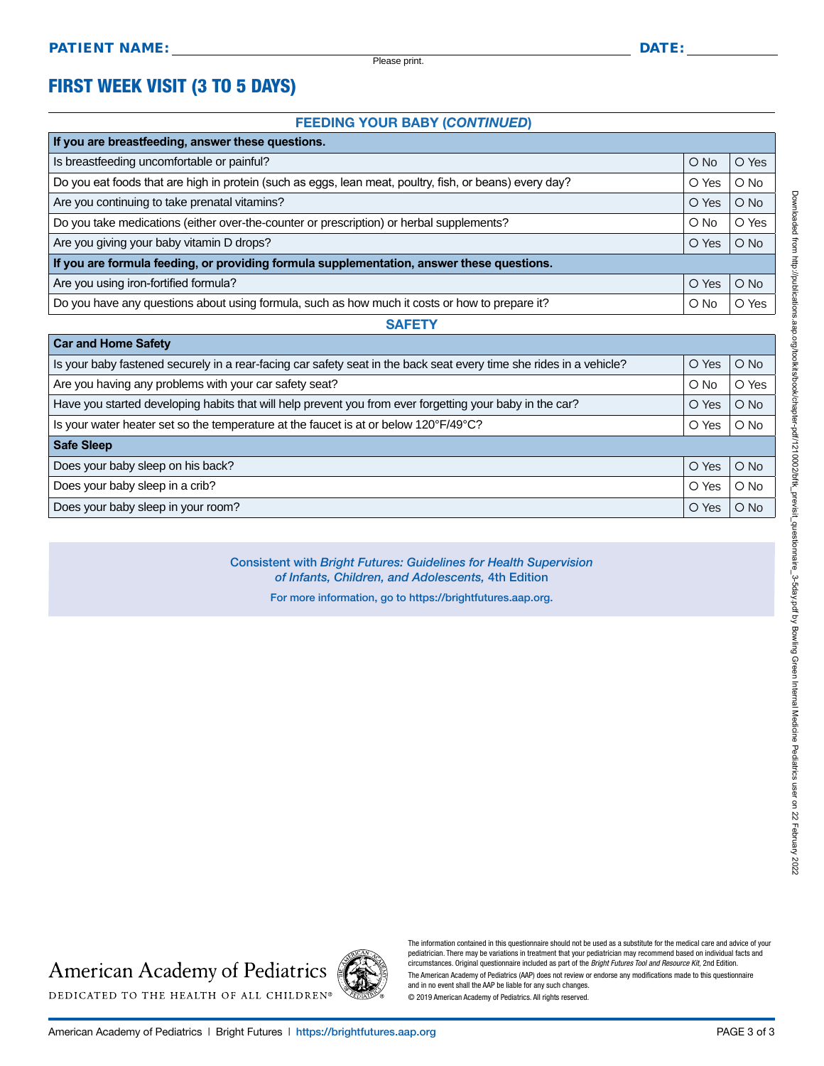**PATIENT NAME:** ______________________________ **DATE:** __________

Please print.

# FIRST WEEK VISIT (3 TO 5 DAYS)

## FEEDING YOUR BABY (*CONTINUED*)

| | | |
|---|---|---|
| **If you are breastfeeding, answer these questions.** | | |
| Is breastfeeding uncomfortable or painful? | ○ No | ○ Yes |
| Do you eat foods that are high in protein (such as eggs, lean meat, poultry, fish, or beans) every day? | ○ Yes | ○ No |
| Are you continuing to take prenatal vitamins? | ○ Yes | ○ No |
| Do you take medications (either over-the-counter or prescription) or herbal supplements? | ○ No | ○ Yes |
| Are you giving your baby vitamin D drops? | ○ Yes | ○ No |
| **If you are formula feeding, or providing formula supplementation, answer these questions.** | | |
| Are you using iron-fortified formula? | ○ Yes | ○ No |
| Do you have any questions about using formula, such as how much it costs or how to prepare it? | ○ No | ○ Yes |

## SAFETY

| | | |
|---|---|---|
| **Car and Home Safety** | | |
| Is your baby fastened securely in a rear-facing car safety seat in the back seat every time she rides in a vehicle? | ○ Yes | ○ No |
| Are you having any problems with your car safety seat? | ○ No | ○ Yes |
| Have you started developing habits that will help prevent you from ever forgetting your baby in the car? | ○ Yes | ○ No |
| Is your water heater set so the temperature at the faucet is at or below 120°F/49°C? | ○ Yes | ○ No |
| **Safe Sleep** | | |
| Does your baby sleep on his back? | ○ Yes | ○ No |
| Does your baby sleep in a crib? | ○ Yes | ○ No |
| Does your baby sleep in your room? | ○ Yes | ○ No |

Consistent with *Bright Futures: Guidelines for Health Supervision of Infants, Children, and Adolescents,* 4th Edition

For more information, go to https://brightfutures.aap.org.

American Academy of Pediatrics

DEDICATED TO THE HEALTH OF ALL CHILDREN®

The information contained in this questionnaire should not be used as a substitute for the medical care and advice of your pediatrician. There may be variations in treatment that your pediatrician may recommend based on individual facts and circumstances. Original questionnaire included as part of the *Bright Futures Tool and Resource Kit,* 2nd Edition.

The American Academy of Pediatrics (AAP) does not review or endorse any modifications made to this questionnaire and in no event shall the AAP be liable for any such changes.

© 2019 American Academy of Pediatrics. All rights reserved.